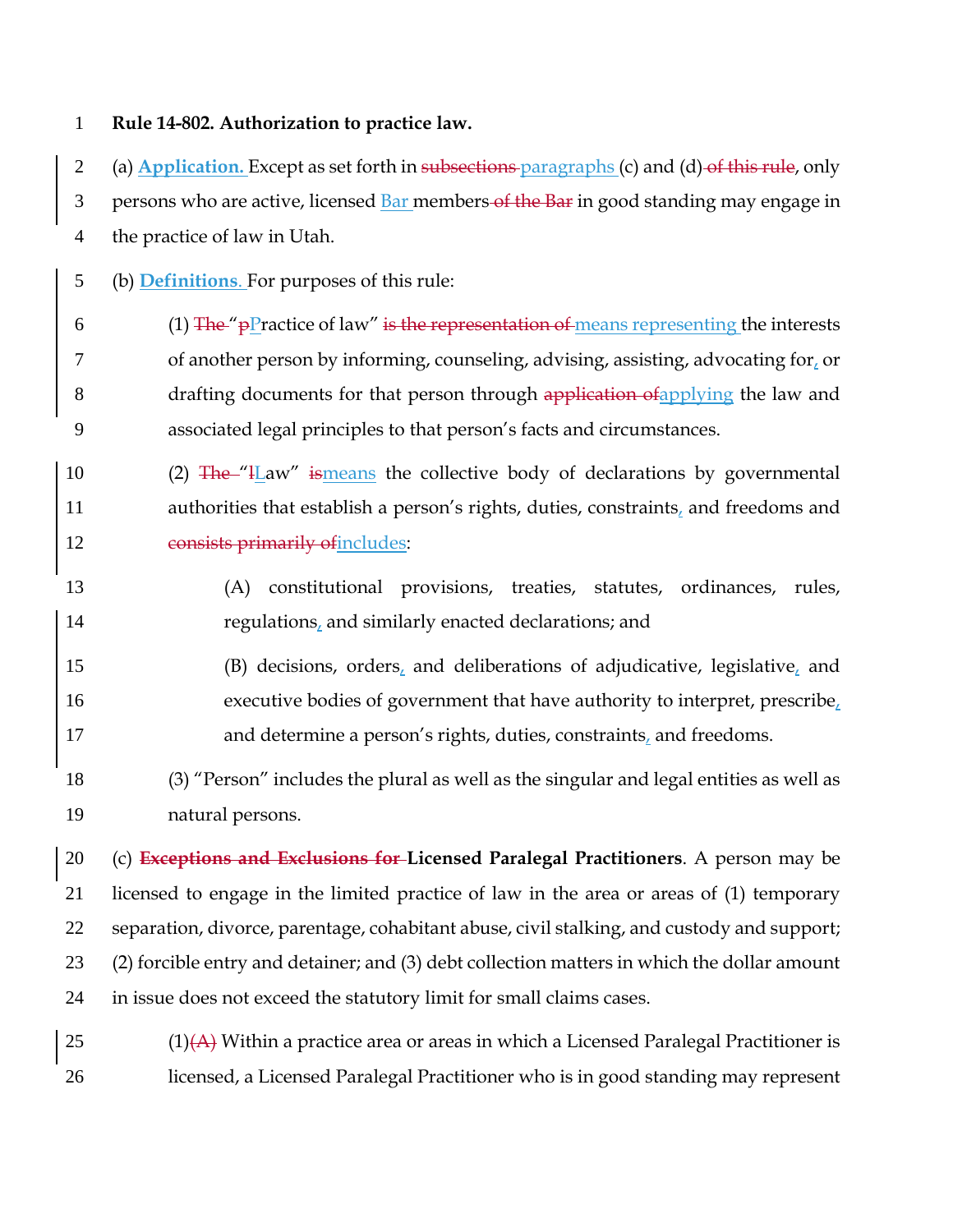**Rule 14-802. Authorization to practice law.**

(a) **Application.** Except as set forth in ~~subsections~~ paragraphs (c) and (d) ~~of this rule~~, only persons who are active, licensed Bar members ~~of the Bar~~ in good standing may engage in the practice of law in Utah.

(b) **Definitions.** For purposes of this rule:

(1) ~~The~~ "~~p~~Practice of law" ~~is the representation of~~ means representing the interests of another person by informing, counseling, advising, assisting, advocating for, or drafting documents for that person through ~~application of~~applying the law and associated legal principles to that person's facts and circumstances.

(2) ~~The~~ "~~l~~Law" ~~is~~means the collective body of declarations by governmental authorities that establish a person's rights, duties, constraints, and freedoms and ~~consists primarily of~~includes:

(A) constitutional provisions, treaties, statutes, ordinances, rules, regulations, and similarly enacted declarations; and

(B) decisions, orders, and deliberations of adjudicative, legislative, and executive bodies of government that have authority to interpret, prescribe, and determine a person's rights, duties, constraints, and freedoms.

(3) "Person" includes the plural as well as the singular and legal entities as well as natural persons.

(c) ~~**Exceptions and Exclusions for**~~ **Licensed Paralegal Practitioners**. A person may be licensed to engage in the limited practice of law in the area or areas of (1) temporary separation, divorce, parentage, cohabitant abuse, civil stalking, and custody and support; (2) forcible entry and detainer; and (3) debt collection matters in which the dollar amount in issue does not exceed the statutory limit for small claims cases.

(1)~~(A)~~ Within a practice area or areas in which a Licensed Paralegal Practitioner is licensed, a Licensed Paralegal Practitioner who is in good standing may represent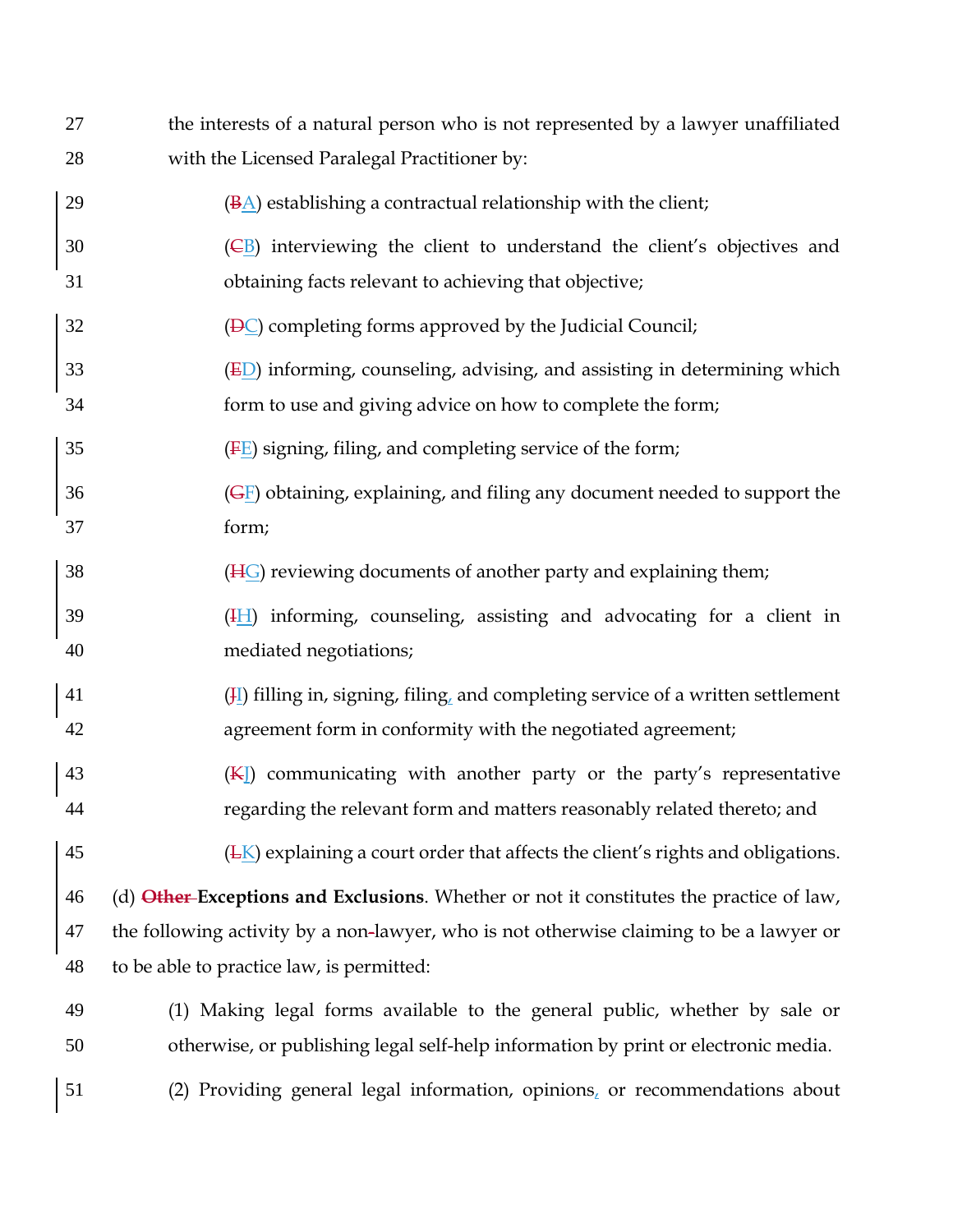the interests of a natural person who is not represented by a lawyer unaffiliated with the Licensed Paralegal Practitioner by:

(~~B~~A) establishing a contractual relationship with the client;

(~~C~~B) interviewing the client to understand the client's objectives and obtaining facts relevant to achieving that objective;

(~~D~~C) completing forms approved by the Judicial Council;

(~~E~~D) informing, counseling, advising, and assisting in determining which form to use and giving advice on how to complete the form;

(~~F~~E) signing, filing, and completing service of the form;

(~~G~~F) obtaining, explaining, and filing any document needed to support the form;

(~~H~~G) reviewing documents of another party and explaining them;

(~~I~~H) informing, counseling, assisting and advocating for a client in mediated negotiations;

(~~J~~I) filling in, signing, filing, and completing service of a written settlement agreement form in conformity with the negotiated agreement;

(~~K~~J) communicating with another party or the party's representative regarding the relevant form and matters reasonably related thereto; and

(~~L~~K) explaining a court order that affects the client's rights and obligations.

(d) ~~**Other**~~ **Exceptions and Exclusions**. Whether or not it constitutes the practice of law, the following activity by a non~~-~~lawyer, who is not otherwise claiming to be a lawyer or to be able to practice law, is permitted:

(1) Making legal forms available to the general public, whether by sale or otherwise, or publishing legal self-help information by print or electronic media.

(2) Providing general legal information, opinions, or recommendations about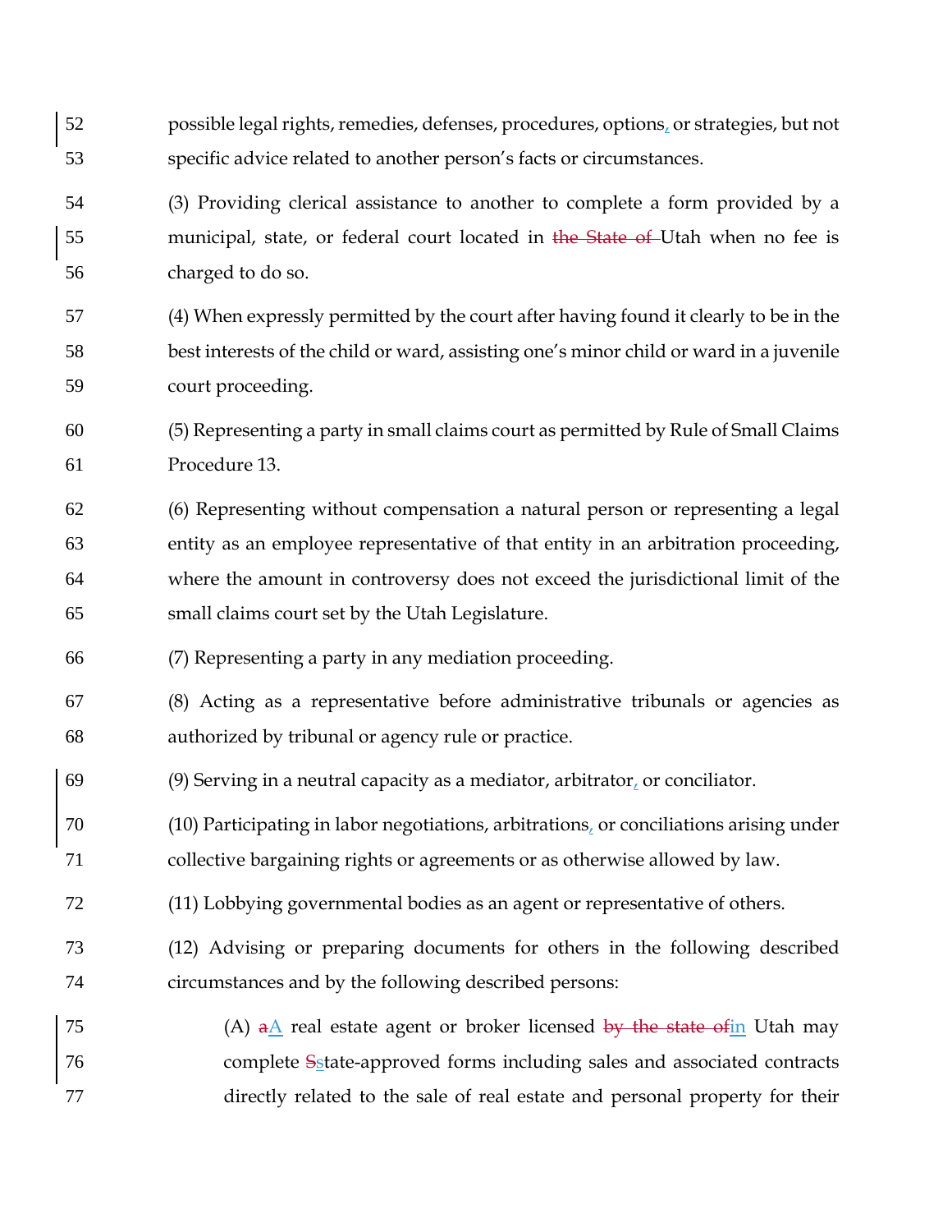possible legal rights, remedies, defenses, procedures, options, or strategies, but not specific advice related to another person's facts or circumstances.

(3) Providing clerical assistance to another to complete a form provided by a municipal, state, or federal court located in ~~the State of~~ Utah when no fee is charged to do so.

(4) When expressly permitted by the court after having found it clearly to be in the best interests of the child or ward, assisting one's minor child or ward in a juvenile court proceeding.

(5) Representing a party in small claims court as permitted by Rule of Small Claims Procedure 13.

(6) Representing without compensation a natural person or representing a legal entity as an employee representative of that entity in an arbitration proceeding, where the amount in controversy does not exceed the jurisdictional limit of the small claims court set by the Utah Legislature.

(7) Representing a party in any mediation proceeding.

(8) Acting as a representative before administrative tribunals or agencies as authorized by tribunal or agency rule or practice.

(9) Serving in a neutral capacity as a mediator, arbitrator, or conciliator.

(10) Participating in labor negotiations, arbitrations, or conciliations arising under collective bargaining rights or agreements or as otherwise allowed by law.

(11) Lobbying governmental bodies as an agent or representative of others.

(12) Advising or preparing documents for others in the following described circumstances and by the following described persons:

(A) ~~a~~A real estate agent or broker licensed ~~by the state of~~in Utah may complete ~~S~~state-approved forms including sales and associated contracts directly related to the sale of real estate and personal property for their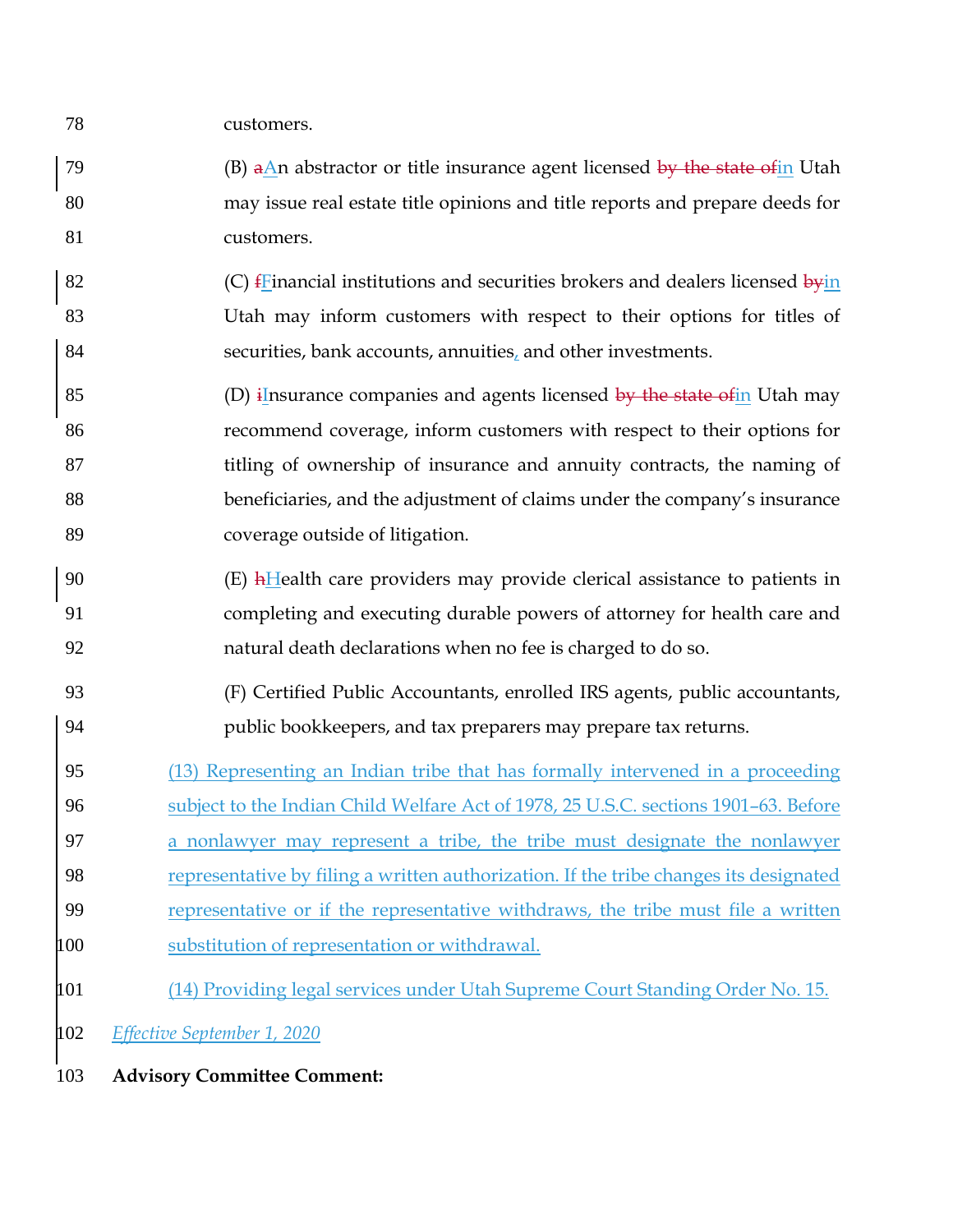customers.

(B) ~~a~~An abstractor or title insurance agent licensed ~~by the state of~~in Utah may issue real estate title opinions and title reports and prepare deeds for customers.

(C) ~~f~~Financial institutions and securities brokers and dealers licensed ~~by~~in Utah may inform customers with respect to their options for titles of securities, bank accounts, annuities, and other investments.

(D) ~~i~~Insurance companies and agents licensed ~~by the state of~~in Utah may recommend coverage, inform customers with respect to their options for titling of ownership of insurance and annuity contracts, the naming of beneficiaries, and the adjustment of claims under the company's insurance coverage outside of litigation.

(E) ~~h~~Health care providers may provide clerical assistance to patients in completing and executing durable powers of attorney for health care and natural death declarations when no fee is charged to do so.

(F) Certified Public Accountants, enrolled IRS agents, public accountants, public bookkeepers, and tax preparers may prepare tax returns.

(13) Representing an Indian tribe that has formally intervened in a proceeding subject to the Indian Child Welfare Act of 1978, 25 U.S.C. sections 1901–63. Before a nonlawyer may represent a tribe, the tribe must designate the nonlawyer representative by filing a written authorization. If the tribe changes its designated representative or if the representative withdraws, the tribe must file a written substitution of representation or withdrawal.

(14) Providing legal services under Utah Supreme Court Standing Order No. 15.

*Effective September 1, 2020*

**Advisory Committee Comment:**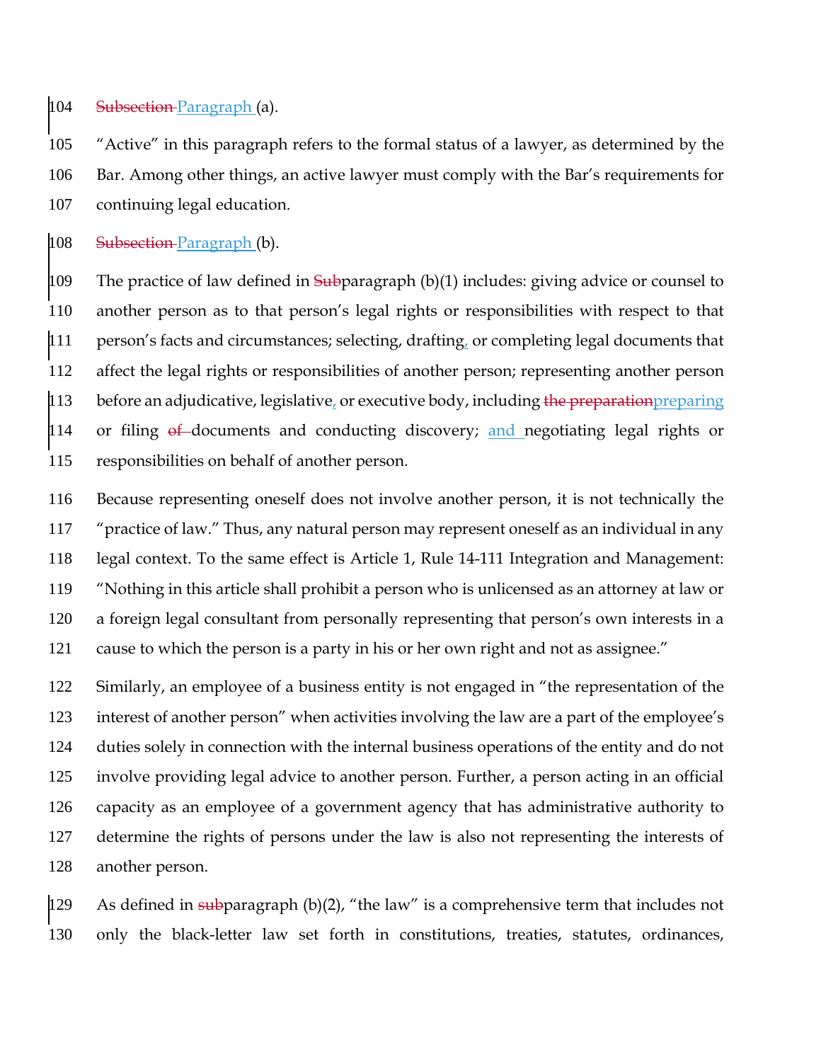~~Subsection~~ Paragraph (a).

"Active" in this paragraph refers to the formal status of a lawyer, as determined by the Bar. Among other things, an active lawyer must comply with the Bar's requirements for continuing legal education.

~~Subsection~~ Paragraph (b).

The practice of law defined in ~~Sub~~paragraph (b)(1) includes: giving advice or counsel to another person as to that person's legal rights or responsibilities with respect to that person's facts and circumstances; selecting, drafting, or completing legal documents that affect the legal rights or responsibilities of another person; representing another person before an adjudicative, legislative, or executive body, including ~~the preparation~~preparing or filing ~~of~~ documents and conducting discovery; and negotiating legal rights or responsibilities on behalf of another person.

Because representing oneself does not involve another person, it is not technically the "practice of law." Thus, any natural person may represent oneself as an individual in any legal context. To the same effect is Article 1, Rule 14-111 Integration and Management: "Nothing in this article shall prohibit a person who is unlicensed as an attorney at law or a foreign legal consultant from personally representing that person's own interests in a cause to which the person is a party in his or her own right and not as assignee."

Similarly, an employee of a business entity is not engaged in "the representation of the interest of another person" when activities involving the law are a part of the employee's duties solely in connection with the internal business operations of the entity and do not involve providing legal advice to another person. Further, a person acting in an official capacity as an employee of a government agency that has administrative authority to determine the rights of persons under the law is also not representing the interests of another person.

As defined in ~~sub~~paragraph (b)(2), "the law" is a comprehensive term that includes not only the black-letter law set forth in constitutions, treaties, statutes, ordinances,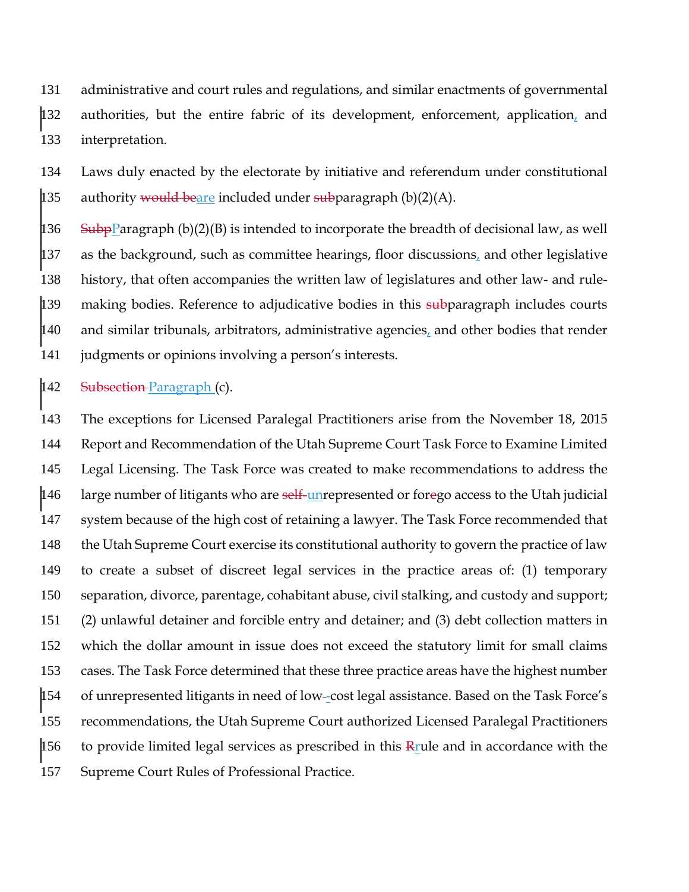administrative and court rules and regulations, and similar enactments of governmental authorities, but the entire fabric of its development, enforcement, application, and interpretation.

Laws duly enacted by the electorate by initiative and referendum under constitutional authority ~~would be~~are included under ~~sub~~paragraph (b)(2)(A).

~~Subp~~Paragraph (b)(2)(B) is intended to incorporate the breadth of decisional law, as well as the background, such as committee hearings, floor discussions, and other legislative history, that often accompanies the written law of legislatures and other law- and rule-making bodies. Reference to adjudicative bodies in this ~~sub~~paragraph includes courts and similar tribunals, arbitrators, administrative agencies, and other bodies that render judgments or opinions involving a person's interests.

~~Subsection~~ Paragraph (c).

The exceptions for Licensed Paralegal Practitioners arise from the November 18, 2015 Report and Recommendation of the Utah Supreme Court Task Force to Examine Limited Legal Licensing. The Task Force was created to make recommendations to address the large number of litigants who are ~~self-~~unrepresented or forego access to the Utah judicial system because of the high cost of retaining a lawyer. The Task Force recommended that the Utah Supreme Court exercise its constitutional authority to govern the practice of law to create a subset of discreet legal services in the practice areas of: (1) temporary separation, divorce, parentage, cohabitant abuse, civil stalking, and custody and support; (2) unlawful detainer and forcible entry and detainer; and (3) debt collection matters in which the dollar amount in issue does not exceed the statutory limit for small claims cases. The Task Force determined that these three practice areas have the highest number of unrepresented litigants in need of low~~-~~-cost legal assistance. Based on the Task Force's recommendations, the Utah Supreme Court authorized Licensed Paralegal Practitioners to provide limited legal services as prescribed in this ~~R~~rule and in accordance with the Supreme Court Rules of Professional Practice.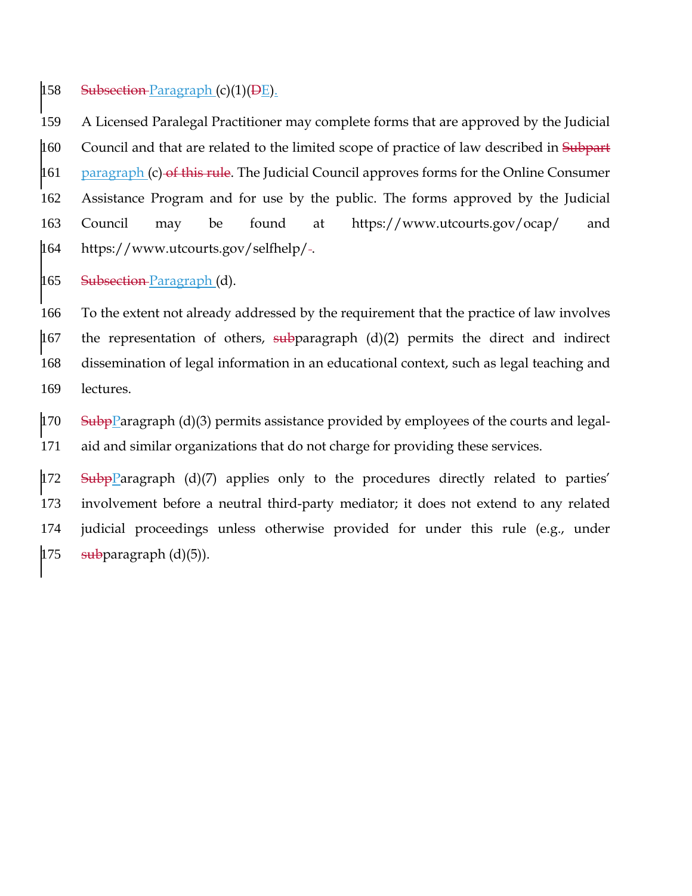~~Subsection~~ Paragraph (c)(1)(~~D~~E).

A Licensed Paralegal Practitioner may complete forms that are approved by the Judicial Council and that are related to the limited scope of practice of law described in ~~Subpart~~ paragraph (c) ~~of this rule~~. The Judicial Council approves forms for the Online Consumer Assistance Program and for use by the public. The forms approved by the Judicial Council may be found at https://www.utcourts.gov/ocap/ and https://www.utcourts.gov/selfhelp/~~-~~.

~~Subsection~~ Paragraph (d).

To the extent not already addressed by the requirement that the practice of law involves the representation of others, ~~sub~~paragraph (d)(2) permits the direct and indirect dissemination of legal information in an educational context, such as legal teaching and lectures.

~~Subp~~Paragraph (d)(3) permits assistance provided by employees of the courts and legal-aid and similar organizations that do not charge for providing these services.

~~Subp~~Paragraph (d)(7) applies only to the procedures directly related to parties' involvement before a neutral third-party mediator; it does not extend to any related judicial proceedings unless otherwise provided for under this rule (e.g., under ~~sub~~paragraph (d)(5)).